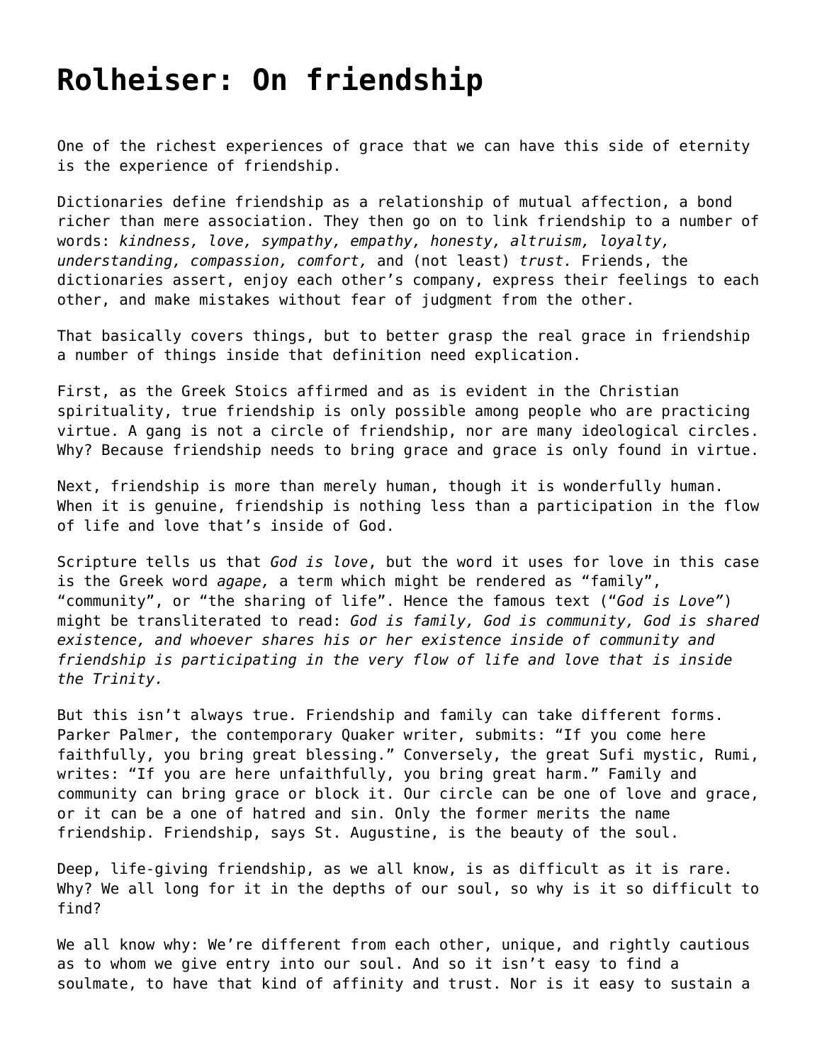# Rolheiser: On friendship

One of the richest experiences of grace that we can have this side of eternity is the experience of friendship.

Dictionaries define friendship as a relationship of mutual affection, a bond richer than mere association. They then go on to link friendship to a number of words: *kindness, love, sympathy, empathy, honesty, altruism, loyalty, understanding, compassion, comfort,* and (not least) *trust.* Friends, the dictionaries assert, enjoy each other's company, express their feelings to each other, and make mistakes without fear of judgment from the other.

That basically covers things, but to better grasp the real grace in friendship a number of things inside that definition need explication.

First, as the Greek Stoics affirmed and as is evident in the Christian spirituality, true friendship is only possible among people who are practicing virtue. A gang is not a circle of friendship, nor are many ideological circles. Why? Because friendship needs to bring grace and grace is only found in virtue.

Next, friendship is more than merely human, though it is wonderfully human. When it is genuine, friendship is nothing less than a participation in the flow of life and love that's inside of God.

Scripture tells us that *God is love*, but the word it uses for love in this case is the Greek word *agape,* a term which might be rendered as "family", "community", or "the sharing of life". Hence the famous text ("*God is Love*") might be transliterated to read: *God is family, God is community, God is shared existence, and whoever shares his or her existence inside of community and friendship is participating in the very flow of life and love that is inside the Trinity.*

But this isn't always true. Friendship and family can take different forms. Parker Palmer, the contemporary Quaker writer, submits: "If you come here faithfully, you bring great blessing." Conversely, the great Sufi mystic, Rumi, writes: "If you are here unfaithfully, you bring great harm." Family and community can bring grace or block it. Our circle can be one of love and grace, or it can be a one of hatred and sin. Only the former merits the name friendship. Friendship, says St. Augustine, is the beauty of the soul.

Deep, life-giving friendship, as we all know, is as difficult as it is rare. Why? We all long for it in the depths of our soul, so why is it so difficult to find?

We all know why: We're different from each other, unique, and rightly cautious as to whom we give entry into our soul. And so it isn't easy to find a soulmate, to have that kind of affinity and trust. Nor is it easy to sustain a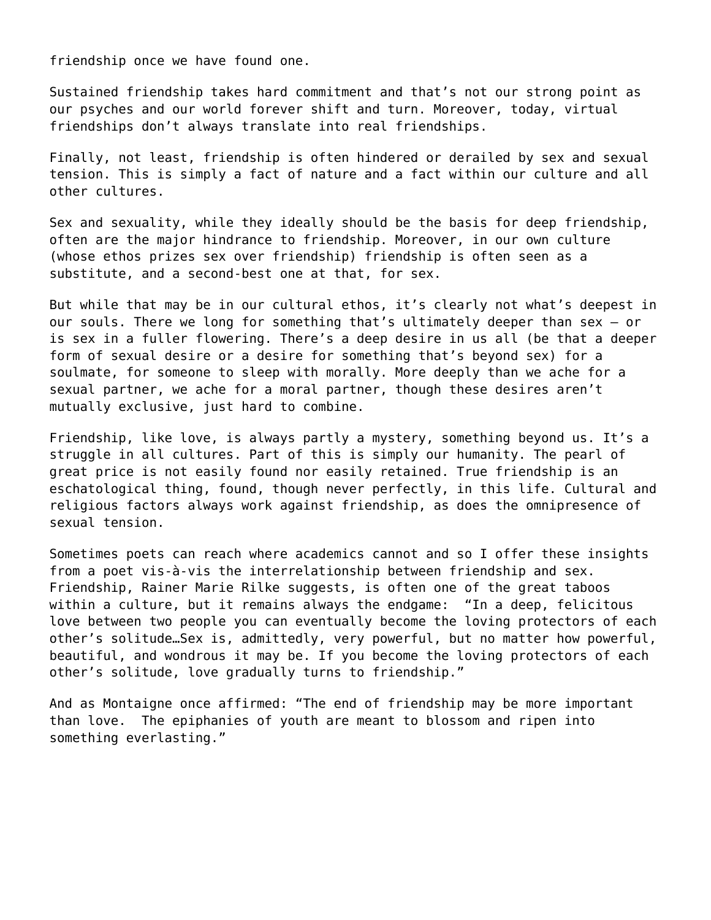friendship once we have found one.

Sustained friendship takes hard commitment and that's not our strong point as our psyches and our world forever shift and turn. Moreover, today, virtual friendships don't always translate into real friendships.

Finally, not least, friendship is often hindered or derailed by sex and sexual tension. This is simply a fact of nature and a fact within our culture and all other cultures.

Sex and sexuality, while they ideally should be the basis for deep friendship, often are the major hindrance to friendship. Moreover, in our own culture (whose ethos prizes sex over friendship) friendship is often seen as a substitute, and a second-best one at that, for sex.

But while that may be in our cultural ethos, it's clearly not what's deepest in our souls. There we long for something that's ultimately deeper than sex – or is sex in a fuller flowering. There's a deep desire in us all (be that a deeper form of sexual desire or a desire for something that's beyond sex) for a soulmate, for someone to sleep with morally. More deeply than we ache for a sexual partner, we ache for a moral partner, though these desires aren't mutually exclusive, just hard to combine.

Friendship, like love, is always partly a mystery, something beyond us. It's a struggle in all cultures. Part of this is simply our humanity. The pearl of great price is not easily found nor easily retained. True friendship is an eschatological thing, found, though never perfectly, in this life. Cultural and religious factors always work against friendship, as does the omnipresence of sexual tension.

Sometimes poets can reach where academics cannot and so I offer these insights from a poet vis-à-vis the interrelationship between friendship and sex. Friendship, Rainer Marie Rilke suggests, is often one of the great taboos within a culture, but it remains always the endgame: "In a deep, felicitous love between two people you can eventually become the loving protectors of each other's solitude…Sex is, admittedly, very powerful, but no matter how powerful, beautiful, and wondrous it may be. If you become the loving protectors of each other's solitude, love gradually turns to friendship."

And as Montaigne once affirmed: "The end of friendship may be more important than love. The epiphanies of youth are meant to blossom and ripen into something everlasting."